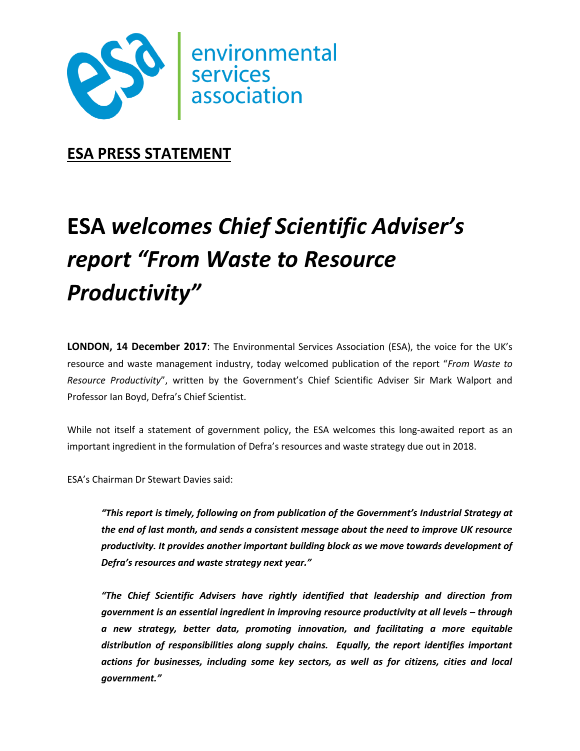environmental services association

**ESA PRESS STATEMENT**

# ESA *welcomes Chief Scientific Adviser's report "From Waste to Resource Productivity"*

**LONDON, 14 December 2017**: The Environmental Services Association (ESA), the voice for the UK's resource and waste management industry, today welcomed publication of the report "*From Waste to Resource Productivity*", written by the Government's Chief Scientific Adviser Sir Mark Walport and Professor Ian Boyd, Defra's Chief Scientist.

While not itself a statement of government policy, the ESA welcomes this long-awaited report as an important ingredient in the formulation of Defra's resources and waste strategy due out in 2018.

ESA's Chairman Dr Stewart Davies said:

> ***"This report is timely, following on from publication of the Government's Industrial Strategy at the end of last month, and sends a consistent message about the need to improve UK resource productivity. It provides another important building block as we move towards development of Defra's resources and waste strategy next year."***
>
> ***"The Chief Scientific Advisers have rightly identified that leadership and direction from government is an essential ingredient in improving resource productivity at all levels – through a new strategy, better data, promoting innovation, and facilitating a more equitable distribution of responsibilities along supply chains. Equally, the report identifies important actions for businesses, including some key sectors, as well as for citizens, cities and local government."***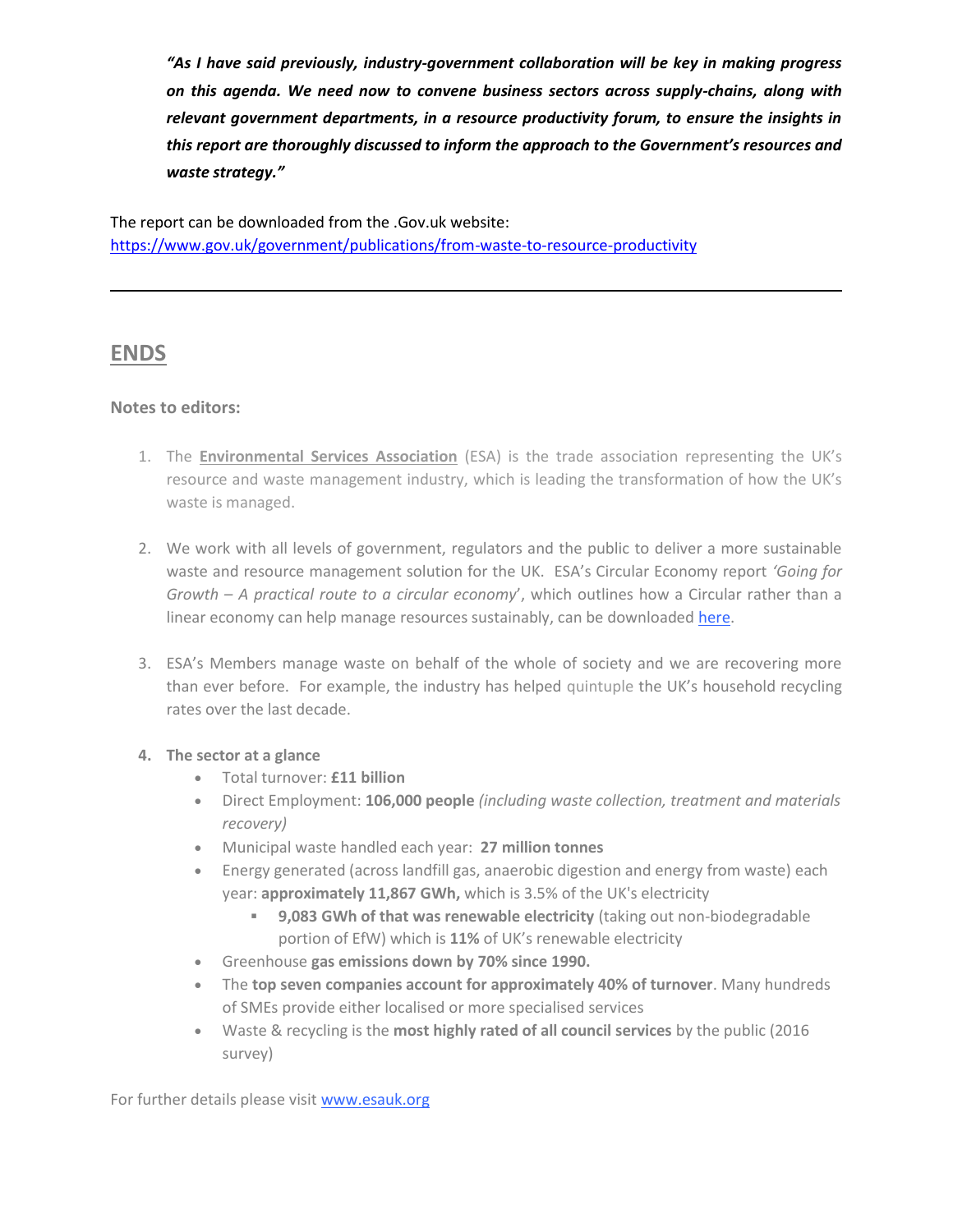***"As I have said previously, industry-government collaboration will be key in making progress on this agenda. We need now to convene business sectors across supply-chains, along with relevant government departments, in a resource productivity forum, to ensure the insights in this report are thoroughly discussed to inform the approach to the Government's resources and waste strategy."***

The report can be downloaded from the .Gov.uk website:
https://www.gov.uk/government/publications/from-waste-to-resource-productivity

---

## ENDS

**Notes to editors:**

1. The **Environmental Services Association** (ESA) is the trade association representing the UK's resource and waste management industry, which is leading the transformation of how the UK's waste is managed.

2. We work with all levels of government, regulators and the public to deliver a more sustainable waste and resource management solution for the UK. ESA's Circular Economy report *'Going for Growth – A practical route to a circular economy*', which outlines how a Circular rather than a linear economy can help manage resources sustainably, can be downloaded here.

3. ESA's Members manage waste on behalf of the whole of society and we are recovering more than ever before. For example, the industry has helped quintuple the UK's household recycling rates over the last decade.

4. **The sector at a glance**
   - Total turnover: **£11 billion**
   - Direct Employment: **106,000 people** *(including waste collection, treatment and materials recovery)*
   - Municipal waste handled each year: **27 million tonnes**
   - Energy generated (across landfill gas, anaerobic digestion and energy from waste) each year: **approximately 11,867 GWh,** which is 3.5% of the UK's electricity
     - **9,083 GWh of that was renewable electricity** (taking out non-biodegradable portion of EfW) which is **11%** of UK's renewable electricity
   - Greenhouse **gas emissions down by 70% since 1990.**
   - The **top seven companies account for approximately 40% of turnover**. Many hundreds of SMEs provide either localised or more specialised services
   - Waste & recycling is the **most highly rated of all council services** by the public (2016 survey)

For further details please visit www.esauk.org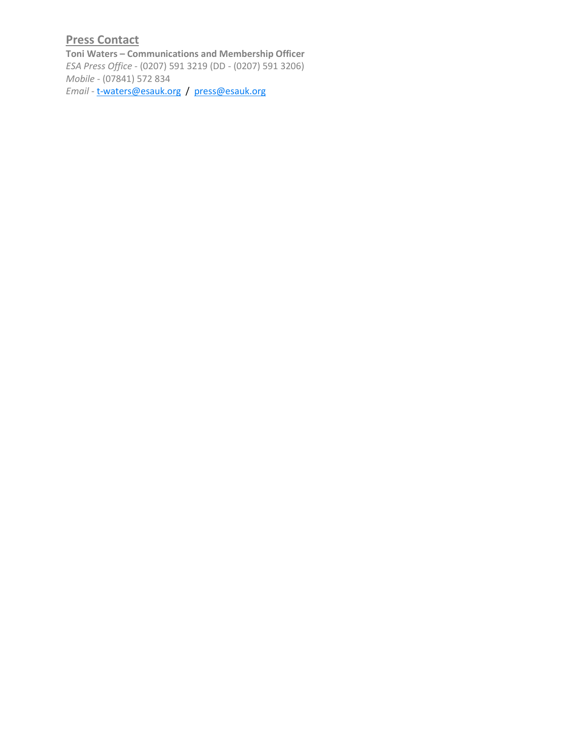## Press Contact

**Toni Waters – Communications and Membership Officer**
*ESA Press Office* - (0207) 591 3219 (DD - (0207) 591 3206)
*Mobile* - (07841) 572 834
*Email* - t-waters@esauk.org / press@esauk.org